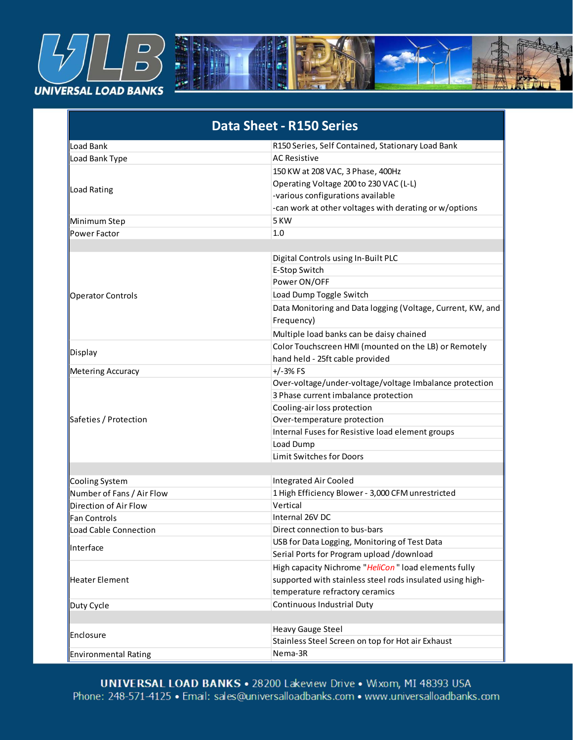UNIVERSAL LOAD BANKS

## Data Sheet - R150 Series

| | |
|---|---|
| Load Bank | R150 Series, Self Contained, Stationary Load Bank |
| Load Bank Type | AC Resistive |
| Load Rating | 150 KW at 208 VAC, 3 Phase, 400Hz<br>Operating Voltage 200 to 230 VAC (L-L)<br>-various configurations available<br>-can work at other voltages with derating or w/options |
| Minimum Step | 5 KW |
| Power Factor | 1.0 |
| | |
| Operator Controls | Digital Controls using In-Built PLC<br>E-Stop Switch<br>Power ON/OFF<br>Load Dump Toggle Switch<br>Data Monitoring and Data logging (Voltage, Current, KW, and Frequency)<br>Multiple load banks can be daisy chained |
| Display | Color Touchscreen HMI (mounted on the LB) or Remotely hand held - 25ft cable provided |
| Metering Accuracy | +/-3% FS |
| Safeties / Protection | Over-voltage/under-voltage/voltage Imbalance protection<br>3 Phase current imbalance protection<br>Cooling-air loss protection<br>Over-temperature protection<br>Internal Fuses for Resistive load element groups<br>Load Dump<br>Limit Switches for Doors |
| | |
| Cooling System | Integrated Air Cooled |
| Number of Fans / Air Flow | 1 High Efficiency Blower - 3,000 CFM unrestricted |
| Direction of Air Flow | Vertical |
| Fan Controls | Internal 26V DC |
| Load Cable Connection | Direct connection to bus-bars |
| Interface | USB for Data Logging, Monitoring of Test Data<br>Serial Ports for Program upload /download |
| Heater Element | High capacity Nichrome "*HeliCon*" load elements fully supported with stainless steel rods insulated using high-temperature refractory ceramics |
| Duty Cycle | Continuous Industrial Duty |
| | |
| Enclosure | Heavy Gauge Steel<br>Stainless Steel Screen on top for Hot air Exhaust |
| Environmental Rating | Nema-3R |

**UNIVERSAL LOAD BANKS** • 28200 Lakeview Drive • Wixom, MI 48393 USA
Phone: 248-571-4125 • Email: sales@universalloadbanks.com • www.universalloadbanks.com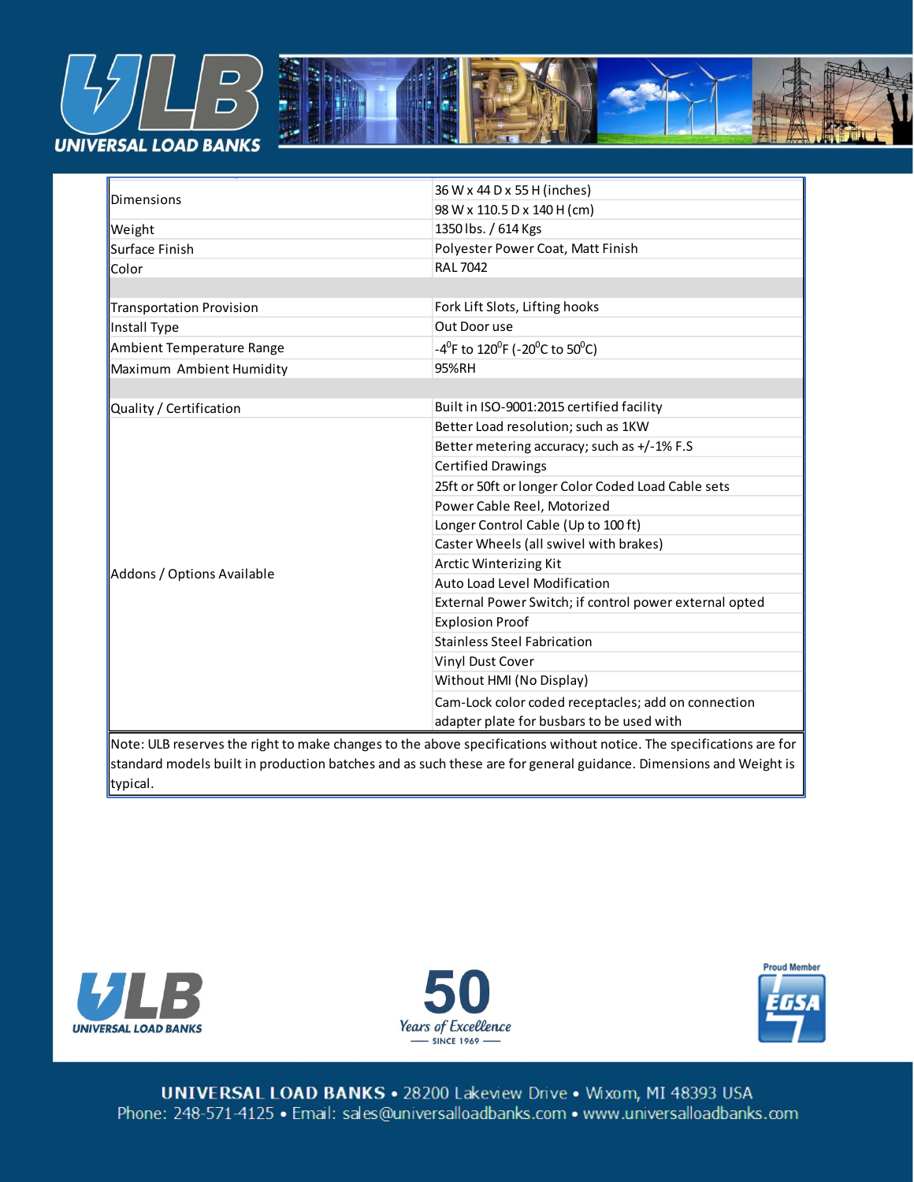| | |
|---|---|
| Dimensions | 36 W x 44 D x 55 H (inches) |
| | 98 W x 110.5 D x 140 H (cm) |
| Weight | 1350 lbs. / 614 Kgs |
| Surface Finish | Polyester Power Coat, Matt Finish |
| Color | RAL 7042 |
| | |
| Transportation Provision | Fork Lift Slots, Lifting hooks |
| Install Type | Out Door use |
| Ambient Temperature Range | -4$^0$F to 120$^0$F (-20$^0$C to 50$^0$C) |
| Maximum Ambient Humidity | 95%RH |
| | |
| Quality / Certification | Built in ISO-9001:2015 certified facility |
| Addons / Options Available | Better Load resolution; such as 1KW |
| | Better metering accuracy; such as +/-1% F.S |
| | Certified Drawings |
| | 25ft or 50ft or longer Color Coded Load Cable sets |
| | Power Cable Reel, Motorized |
| | Longer Control Cable (Up to 100 ft) |
| | Caster Wheels (all swivel with brakes) |
| | Arctic Winterizing Kit |
| | Auto Load Level Modification |
| | External Power Switch; if control power external opted |
| | Explosion Proof |
| | Stainless Steel Fabrication |
| | Vinyl Dust Cover |
| | Without HMI (No Display) |
| | Cam-Lock color coded receptacles; add on connection adapter plate for busbars to be used with |

Note: ULB reserves the right to make changes to the above specifications without notice. The specifications are for standard models built in production batches and as such these are for general guidance. Dimensions and Weight is typical.

UNIVERSAL LOAD BANKS • 28200 Lakeview Drive • Wixom, MI 48393 USA
Phone: 248-571-4125 • Email: sales@universalloadbanks.com • www.universalloadbanks.com